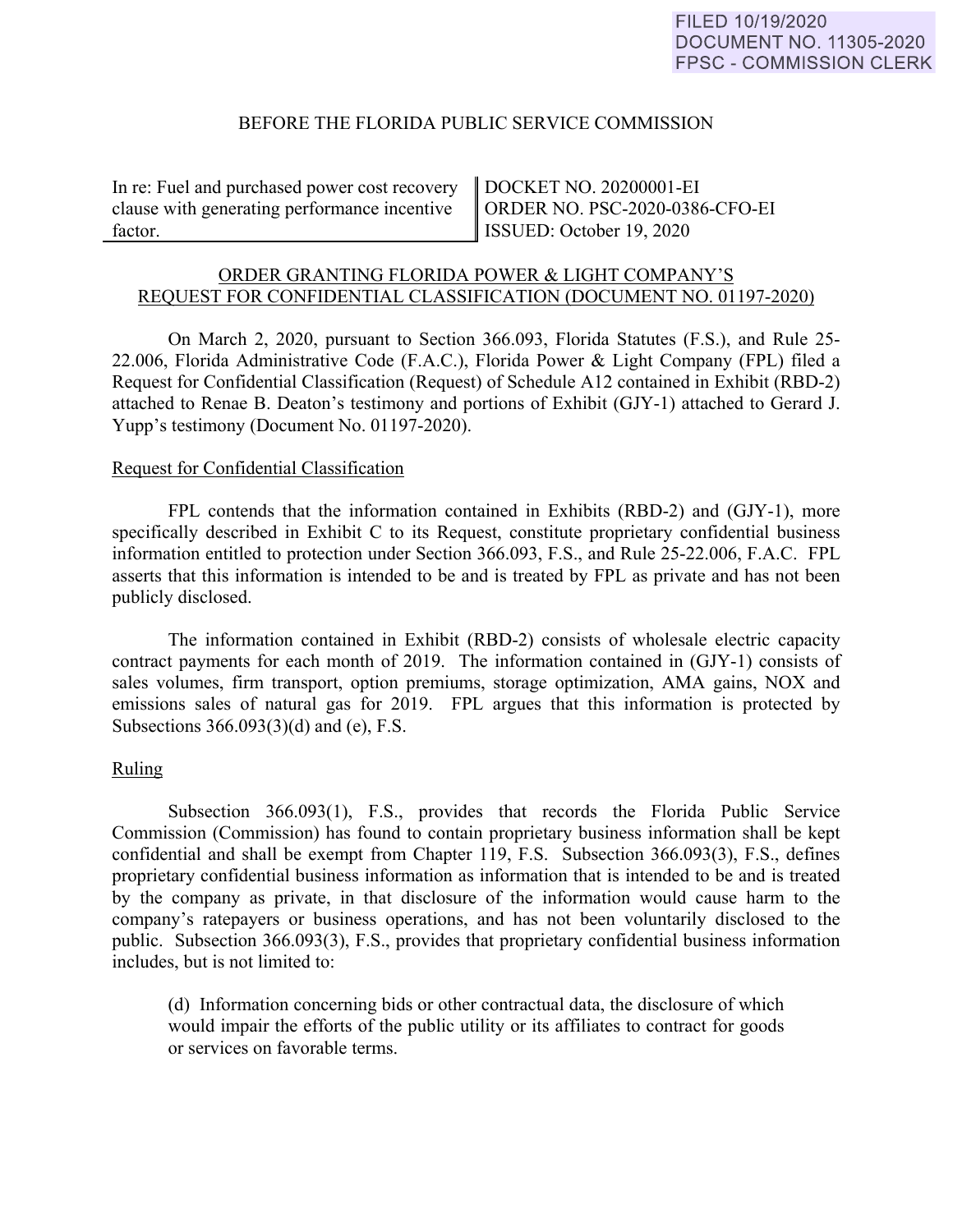FILED 10/19/2020
DOCUMENT NO. 11305-2020
FPSC - COMMISSION CLERK

BEFORE THE FLORIDA PUBLIC SERVICE COMMISSION

| In re: Fuel and purchased power cost recovery clause with generating performance incentive factor. | DOCKET NO. 20200001-EI<br>ORDER NO. PSC-2020-0386-CFO-EI<br>ISSUED: October 19, 2020 |
|---|---|

## ORDER GRANTING FLORIDA POWER & LIGHT COMPANY'S REQUEST FOR CONFIDENTIAL CLASSIFICATION (DOCUMENT NO. 01197-2020)

On March 2, 2020, pursuant to Section 366.093, Florida Statutes (F.S.), and Rule 25-22.006, Florida Administrative Code (F.A.C.), Florida Power & Light Company (FPL) filed a Request for Confidential Classification (Request) of Schedule A12 contained in Exhibit (RBD-2) attached to Renae B. Deaton's testimony and portions of Exhibit (GJY-1) attached to Gerard J. Yupp's testimony (Document No. 01197-2020).

### Request for Confidential Classification

FPL contends that the information contained in Exhibits (RBD-2) and (GJY-1), more specifically described in Exhibit C to its Request, constitute proprietary confidential business information entitled to protection under Section 366.093, F.S., and Rule 25-22.006, F.A.C. FPL asserts that this information is intended to be and is treated by FPL as private and has not been publicly disclosed.

The information contained in Exhibit (RBD-2) consists of wholesale electric capacity contract payments for each month of 2019. The information contained in (GJY-1) consists of sales volumes, firm transport, option premiums, storage optimization, AMA gains, NOX and emissions sales of natural gas for 2019. FPL argues that this information is protected by Subsections 366.093(3)(d) and (e), F.S.

### Ruling

Subsection 366.093(1), F.S., provides that records the Florida Public Service Commission (Commission) has found to contain proprietary business information shall be kept confidential and shall be exempt from Chapter 119, F.S. Subsection 366.093(3), F.S., defines proprietary confidential business information as information that is intended to be and is treated by the company as private, in that disclosure of the information would cause harm to the company's ratepayers or business operations, and has not been voluntarily disclosed to the public. Subsection 366.093(3), F.S., provides that proprietary confidential business information includes, but is not limited to:

> (d) Information concerning bids or other contractual data, the disclosure of which would impair the efforts of the public utility or its affiliates to contract for goods or services on favorable terms.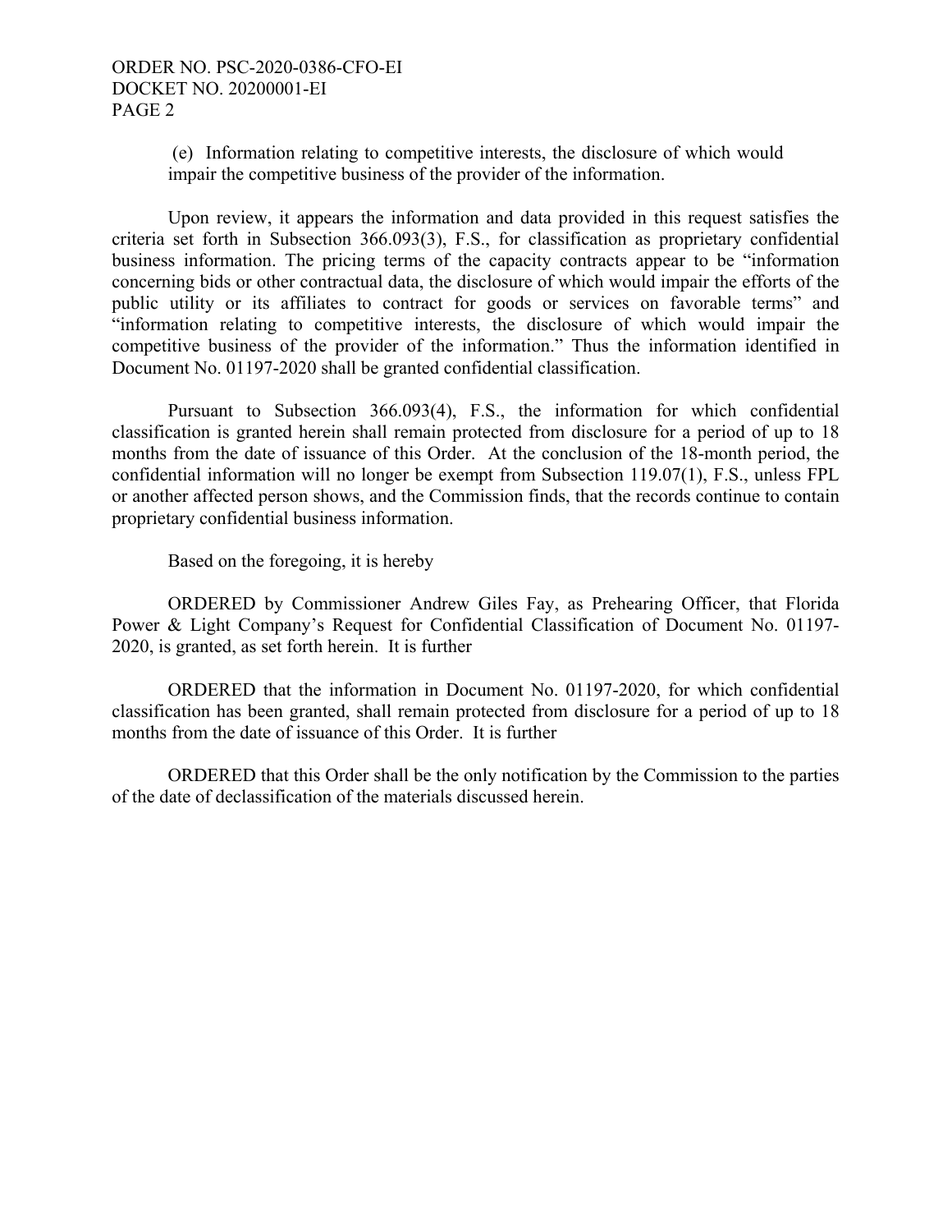(e) Information relating to competitive interests, the disclosure of which would impair the competitive business of the provider of the information.

Upon review, it appears the information and data provided in this request satisfies the criteria set forth in Subsection 366.093(3), F.S., for classification as proprietary confidential business information. The pricing terms of the capacity contracts appear to be "information concerning bids or other contractual data, the disclosure of which would impair the efforts of the public utility or its affiliates to contract for goods or services on favorable terms" and "information relating to competitive interests, the disclosure of which would impair the competitive business of the provider of the information." Thus the information identified in Document No. 01197-2020 shall be granted confidential classification.

Pursuant to Subsection 366.093(4), F.S., the information for which confidential classification is granted herein shall remain protected from disclosure for a period of up to 18 months from the date of issuance of this Order. At the conclusion of the 18-month period, the confidential information will no longer be exempt from Subsection 119.07(1), F.S., unless FPL or another affected person shows, and the Commission finds, that the records continue to contain proprietary confidential business information.

Based on the foregoing, it is hereby

ORDERED by Commissioner Andrew Giles Fay, as Prehearing Officer, that Florida Power & Light Company's Request for Confidential Classification of Document No. 01197-2020, is granted, as set forth herein. It is further

ORDERED that the information in Document No. 01197-2020, for which confidential classification has been granted, shall remain protected from disclosure for a period of up to 18 months from the date of issuance of this Order. It is further

ORDERED that this Order shall be the only notification by the Commission to the parties of the date of declassification of the materials discussed herein.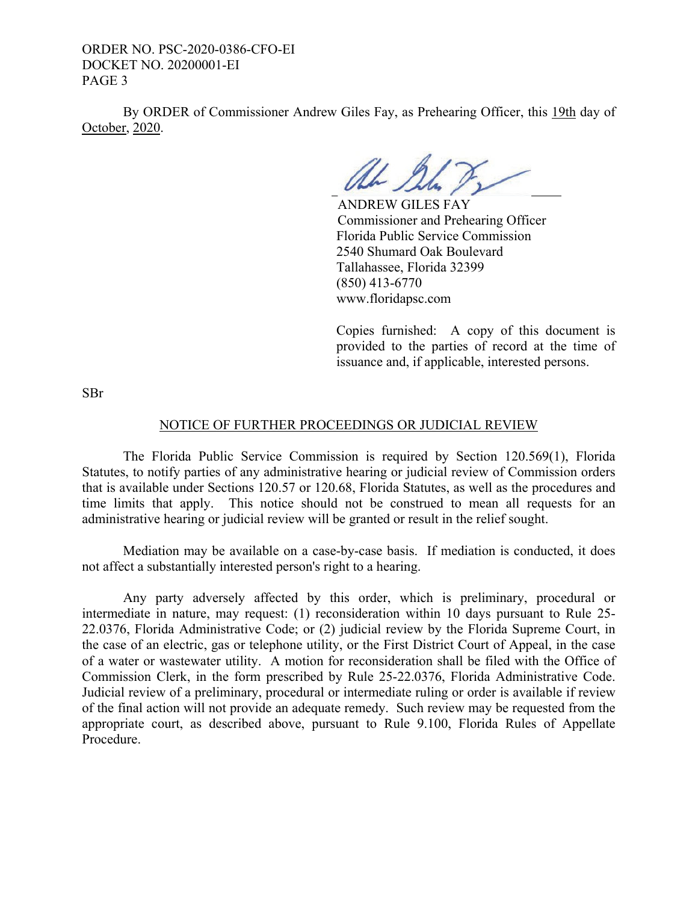By ORDER of Commissioner Andrew Giles Fay, as Prehearing Officer, this 19th day of October, 2020.

ANDREW GILES FAY
Commissioner and Prehearing Officer
Florida Public Service Commission
2540 Shumard Oak Boulevard
Tallahassee, Florida 32399
(850) 413-6770
www.floridapsc.com

Copies furnished: A copy of this document is provided to the parties of record at the time of issuance and, if applicable, interested persons.

SBr

## NOTICE OF FURTHER PROCEEDINGS OR JUDICIAL REVIEW

The Florida Public Service Commission is required by Section 120.569(1), Florida Statutes, to notify parties of any administrative hearing or judicial review of Commission orders that is available under Sections 120.57 or 120.68, Florida Statutes, as well as the procedures and time limits that apply. This notice should not be construed to mean all requests for an administrative hearing or judicial review will be granted or result in the relief sought.

Mediation may be available on a case-by-case basis. If mediation is conducted, it does not affect a substantially interested person's right to a hearing.

Any party adversely affected by this order, which is preliminary, procedural or intermediate in nature, may request: (1) reconsideration within 10 days pursuant to Rule 25-22.0376, Florida Administrative Code; or (2) judicial review by the Florida Supreme Court, in the case of an electric, gas or telephone utility, or the First District Court of Appeal, in the case of a water or wastewater utility. A motion for reconsideration shall be filed with the Office of Commission Clerk, in the form prescribed by Rule 25-22.0376, Florida Administrative Code. Judicial review of a preliminary, procedural or intermediate ruling or order is available if review of the final action will not provide an adequate remedy. Such review may be requested from the appropriate court, as described above, pursuant to Rule 9.100, Florida Rules of Appellate Procedure.